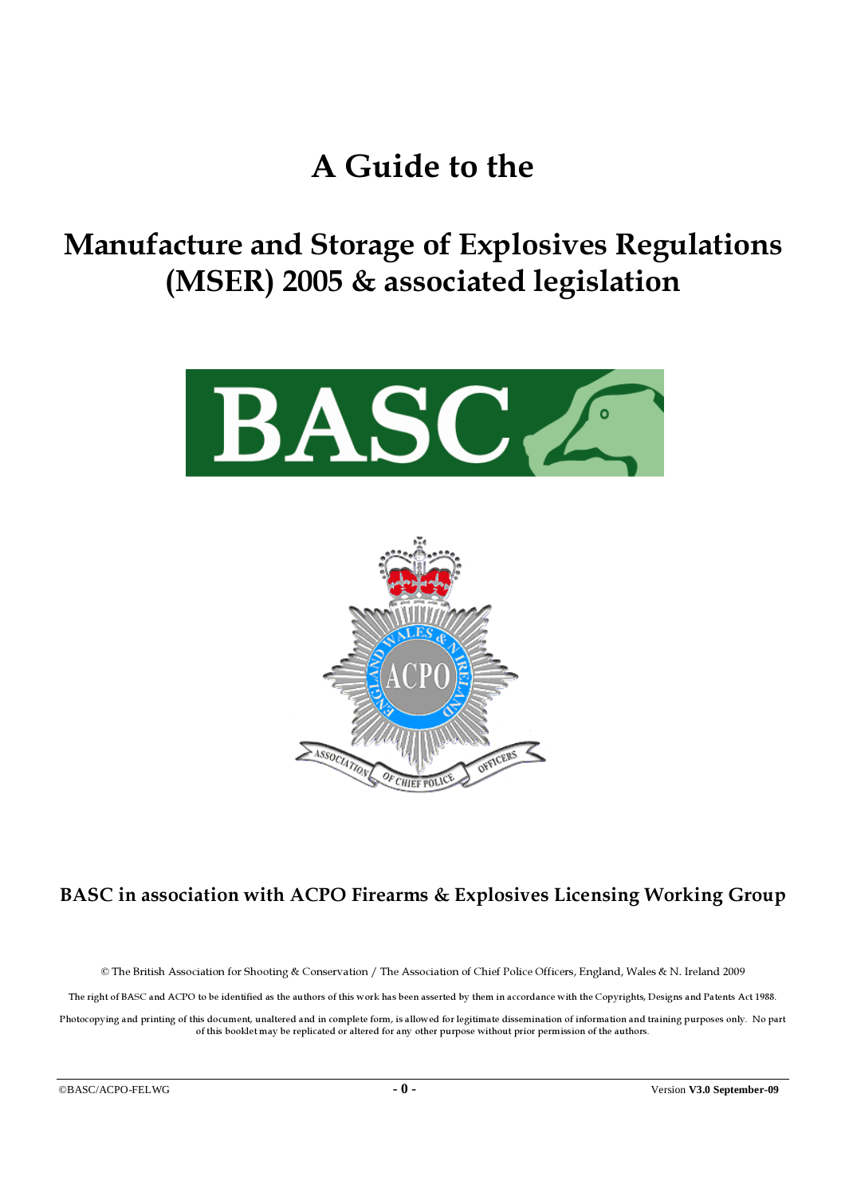# A Guide to the

# Manufacture and Storage of Explosives Regulations (MSER) 2005 & associated legislation

**BASC in association with ACPO Firearms & Explosives Licensing Working Group**

© The British Association for Shooting & Conservation / The Association of Chief Police Officers, England, Wales & N. Ireland 2009

The right of BASC and ACPO to be identified as the authors of this work has been asserted by them in accordance with the Copyrights, Designs and Patents Act 1988.

Photocopying and printing of this document, unaltered and in complete form, is allowed for legitimate dissemination of information and training purposes only. No part of this booklet may be replicated or altered for any other purpose without prior permission of the authors.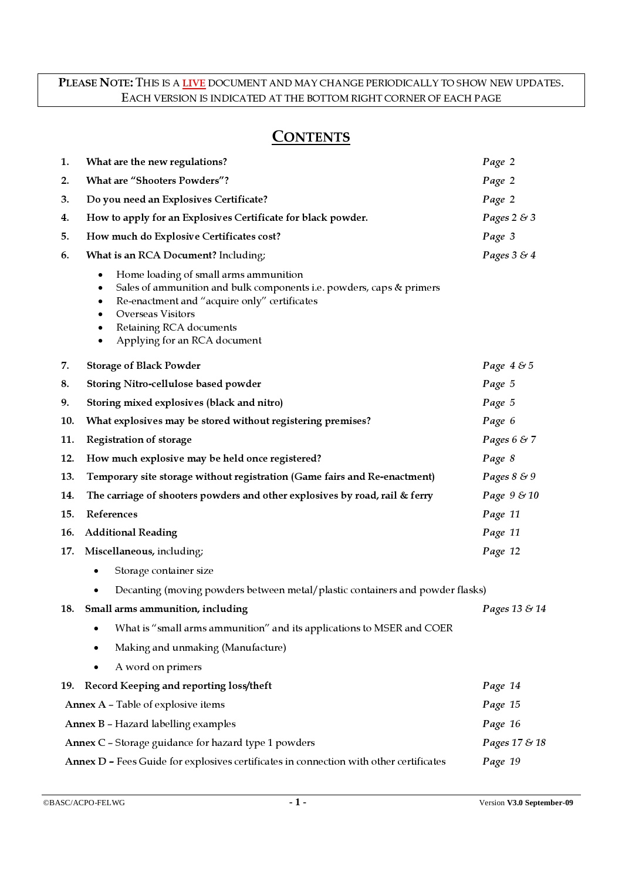**PLEASE NOTE: THIS IS A LIVE DOCUMENT AND MAY CHANGE PERIODICALLY TO SHOW NEW UPDATES. EACH VERSION IS INDICATED AT THE BOTTOM RIGHT CORNER OF EACH PAGE**

# CONTENTS

| | | |
|---|---|---|
| **1.** | **What are the new regulations?** | *Page 2* |
| **2.** | **What are "Shooters Powders"?** | *Page 2* |
| **3.** | **Do you need an Explosives Certificate?** | *Page 2* |
| **4.** | **How to apply for an Explosives Certificate for black powder.** | *Pages 2 & 3* |
| **5.** | **How much do Explosive Certificates cost?** | *Page 3* |
| **6.** | **What is an RCA Document?** Including; | *Pages 3 & 4* |

- Home loading of small arms ammunition
- Sales of ammunition and bulk components i.e. powders, caps & primers
- Re-enactment and "acquire only" certificates
- Overseas Visitors
- Retaining RCA documents
- Applying for an RCA document

| | | |
|---|---|---|
| **7.** | **Storage of Black Powder** | *Page 4 & 5* |
| **8.** | **Storing Nitro-cellulose based powder** | *Page 5* |
| **9.** | **Storing mixed explosives (black and nitro)** | *Page 5* |
| **10.** | **What explosives may be stored without registering premises?** | *Page 6* |
| **11.** | **Registration of storage** | *Pages 6 & 7* |
| **12.** | **How much explosive may be held once registered?** | *Page 8* |
| **13.** | **Temporary site storage without registration (Game fairs and Re-enactment)** | *Pages 8 & 9* |
| **14.** | **The carriage of shooters powders and other explosives by road, rail & ferry** | *Page 9 & 10* |
| **15.** | **References** | *Page 11* |
| **16.** | **Additional Reading** | *Page 11* |
| **17.** | **Miscellaneous,** including; | *Page 12* |

- Storage container size
- Decanting (moving powders between metal/plastic containers and powder flasks)

| | | |
|---|---|---|
| **18.** | **Small arms ammunition, including** | *Pages 13 & 14* |

- What is "small arms ammunition" and its applications to MSER and COER
- Making and unmaking (Manufacture)
- A word on primers

| | |
|---|---|
| **19. Record Keeping and reporting loss/theft** | *Page 14* |
| **Annex A** – Table of explosive items | *Page 15* |
| **Annex B** – Hazard labelling examples | *Page 16* |
| **Annex C** – Storage guidance for hazard type 1 powders | *Pages 17 & 18* |
| **Annex D –** Fees Guide for explosives certificates in connection with other certificates | *Page 19* |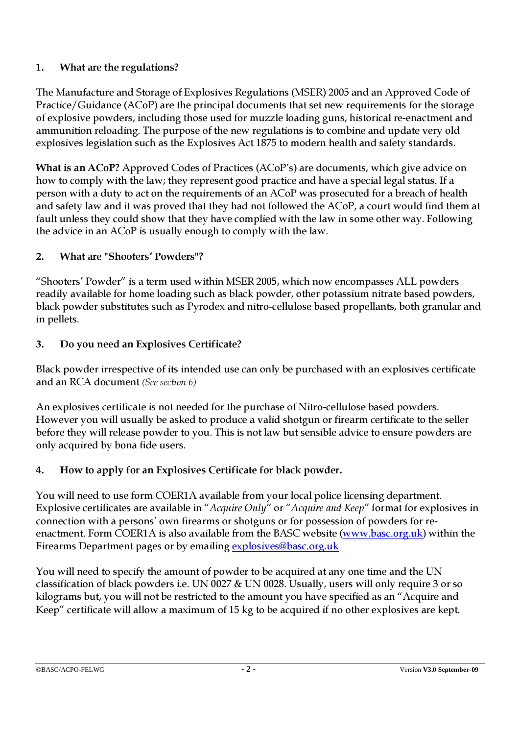## 1. What are the regulations?

The Manufacture and Storage of Explosives Regulations (MSER) 2005 and an Approved Code of Practice/Guidance (ACoP) are the principal documents that set new requirements for the storage of explosive powders, including those used for muzzle loading guns, historical re-enactment and ammunition reloading. The purpose of the new regulations is to combine and update very old explosives legislation such as the Explosives Act 1875 to modern health and safety standards.

**What is an ACoP?** Approved Codes of Practices (ACoP's) are documents, which give advice on how to comply with the law; they represent good practice and have a special legal status. If a person with a duty to act on the requirements of an ACoP was prosecuted for a breach of health and safety law and it was proved that they had not followed the ACoP, a court would find them at fault unless they could show that they have complied with the law in some other way. Following the advice in an ACoP is usually enough to comply with the law.

## 2. What are "Shooters' Powders"?

"Shooters' Powder" is a term used within MSER 2005, which now encompasses ALL powders readily available for home loading such as black powder, other potassium nitrate based powders, black powder substitutes such as Pyrodex and nitro-cellulose based propellants, both granular and in pellets.

## 3. Do you need an Explosives Certificate?

Black powder irrespective of its intended use can only be purchased with an explosives certificate and an RCA document *(See section 6)*

An explosives certificate is not needed for the purchase of Nitro-cellulose based powders. However you will usually be asked to produce a valid shotgun or firearm certificate to the seller before they will release powder to you. This is not law but sensible advice to ensure powders are only acquired by bona fide users.

## 4. How to apply for an Explosives Certificate for black powder.

You will need to use form COER1A available from your local police licensing department. Explosive certificates are available in "*Acquire Only*" or "*Acquire and Keep*" format for explosives in connection with a persons' own firearms or shotguns or for possession of powders for re-enactment. Form COER1A is also available from the BASC website ([www.basc.org.uk](http://www.basc.org.uk)) within the Firearms Department pages or by emailing [explosives@basc.org.uk](mailto:explosives@basc.org.uk)

You will need to specify the amount of powder to be acquired at any one time and the UN classification of black powders i.e. UN 0027 & UN 0028. Usually, users will only require 3 or so kilograms but, you will not be restricted to the amount you have specified as an "Acquire and Keep" certificate will allow a maximum of 15 kg to be acquired if no other explosives are kept.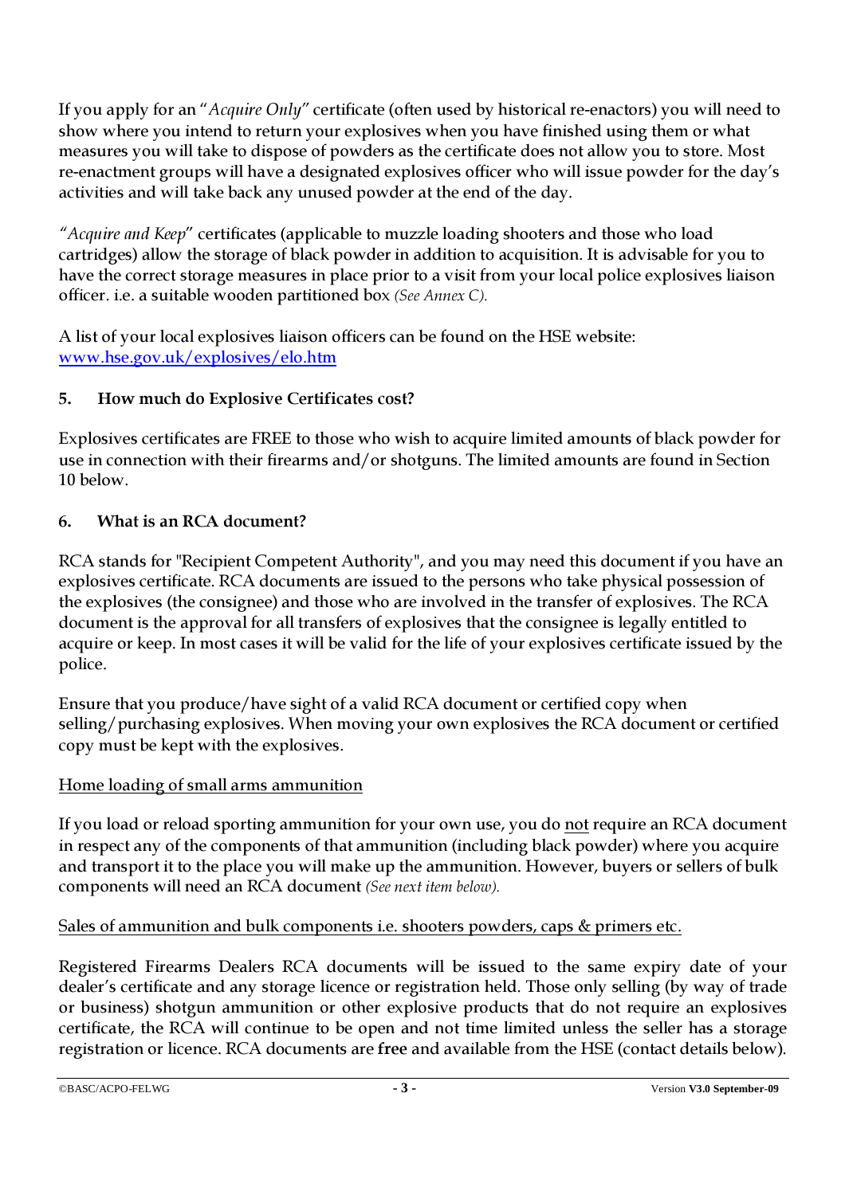If you apply for an "*Acquire Only*" certificate (often used by historical re-enactors) you will need to show where you intend to return your explosives when you have finished using them or what measures you will take to dispose of powders as the certificate does not allow you to store. Most re-enactment groups will have a designated explosives officer who will issue powder for the day's activities and will take back any unused powder at the end of the day.

"*Acquire and Keep*" certificates (applicable to muzzle loading shooters and those who load cartridges) allow the storage of black powder in addition to acquisition. It is advisable for you to have the correct storage measures in place prior to a visit from your local police explosives liaison officer. i.e. a suitable wooden partitioned box *(See Annex C).*

A list of your local explosives liaison officers can be found on the HSE website: www.hse.gov.uk/explosives/elo.htm

### 5. How much do Explosive Certificates cost?

Explosives certificates are FREE to those who wish to acquire limited amounts of black powder for use in connection with their firearms and/or shotguns. The limited amounts are found in Section 10 below.

### 6. What is an RCA document?

RCA stands for "Recipient Competent Authority", and you may need this document if you have an explosives certificate. RCA documents are issued to the persons who take physical possession of the explosives (the consignee) and those who are involved in the transfer of explosives. The RCA document is the approval for all transfers of explosives that the consignee is legally entitled to acquire or keep. In most cases it will be valid for the life of your explosives certificate issued by the police.

Ensure that you produce/have sight of a valid RCA document or certified copy when selling/purchasing explosives. When moving your own explosives the RCA document or certified copy must be kept with the explosives.

Home loading of small arms ammunition

If you load or reload sporting ammunition for your own use, you do not require an RCA document in respect any of the components of that ammunition (including black powder) where you acquire and transport it to the place you will make up the ammunition. However, buyers or sellers of bulk components will need an RCA document *(See next item below).*

Sales of ammunition and bulk components i.e. shooters powders, caps & primers etc.

Registered Firearms Dealers RCA documents will be issued to the same expiry date of your dealer's certificate and any storage licence or registration held. Those only selling (by way of trade or business) shotgun ammunition or other explosive products that do not require an explosives certificate, the RCA will continue to be open and not time limited unless the seller has a storage registration or licence. RCA documents are free and available from the HSE (contact details below).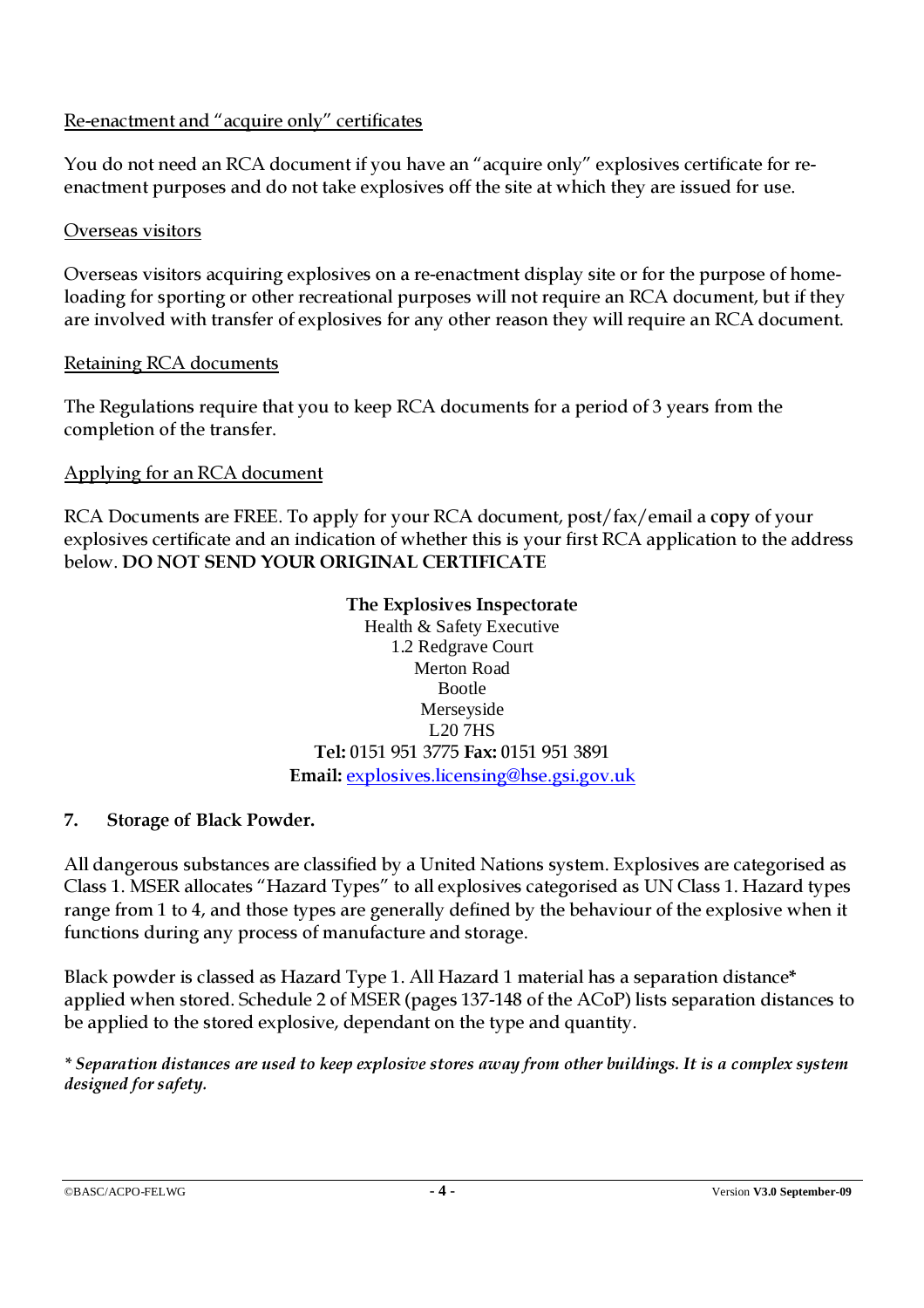Re-enactment and "acquire only" certificates

You do not need an RCA document if you have an "acquire only" explosives certificate for re-enactment purposes and do not take explosives off the site at which they are issued for use.

Overseas visitors

Overseas visitors acquiring explosives on a re-enactment display site or for the purpose of home-loading for sporting or other recreational purposes will not require an RCA document, but if they are involved with transfer of explosives for any other reason they will require an RCA document.

Retaining RCA documents

The Regulations require that you to keep RCA documents for a period of 3 years from the completion of the transfer.

Applying for an RCA document

RCA Documents are FREE. To apply for your RCA document, post/fax/email a **copy** of your explosives certificate and an indication of whether this is your first RCA application to the address below. **DO NOT SEND YOUR ORIGINAL CERTIFICATE**

**The Explosives Inspectorate**
Health & Safety Executive
1.2 Redgrave Court
Merton Road
Bootle
Merseyside
L20 7HS
**Tel:** 0151 951 3775 **Fax:** 0151 951 3891
**Email:** explosives.licensing@hse.gsi.gov.uk

## 7. Storage of Black Powder.

All dangerous substances are classified by a United Nations system. Explosives are categorised as Class 1. MSER allocates "Hazard Types" to all explosives categorised as UN Class 1. Hazard types range from 1 to 4, and those types are generally defined by the behaviour of the explosive when it functions during any process of manufacture and storage.

Black powder is classed as Hazard Type 1. All Hazard 1 material has a separation distance* applied when stored. Schedule 2 of MSER (pages 137-148 of the ACoP) lists separation distances to be applied to the stored explosive, dependant on the type and quantity.

*\* Separation distances are used to keep explosive stores away from other buildings. It is a complex system designed for safety.*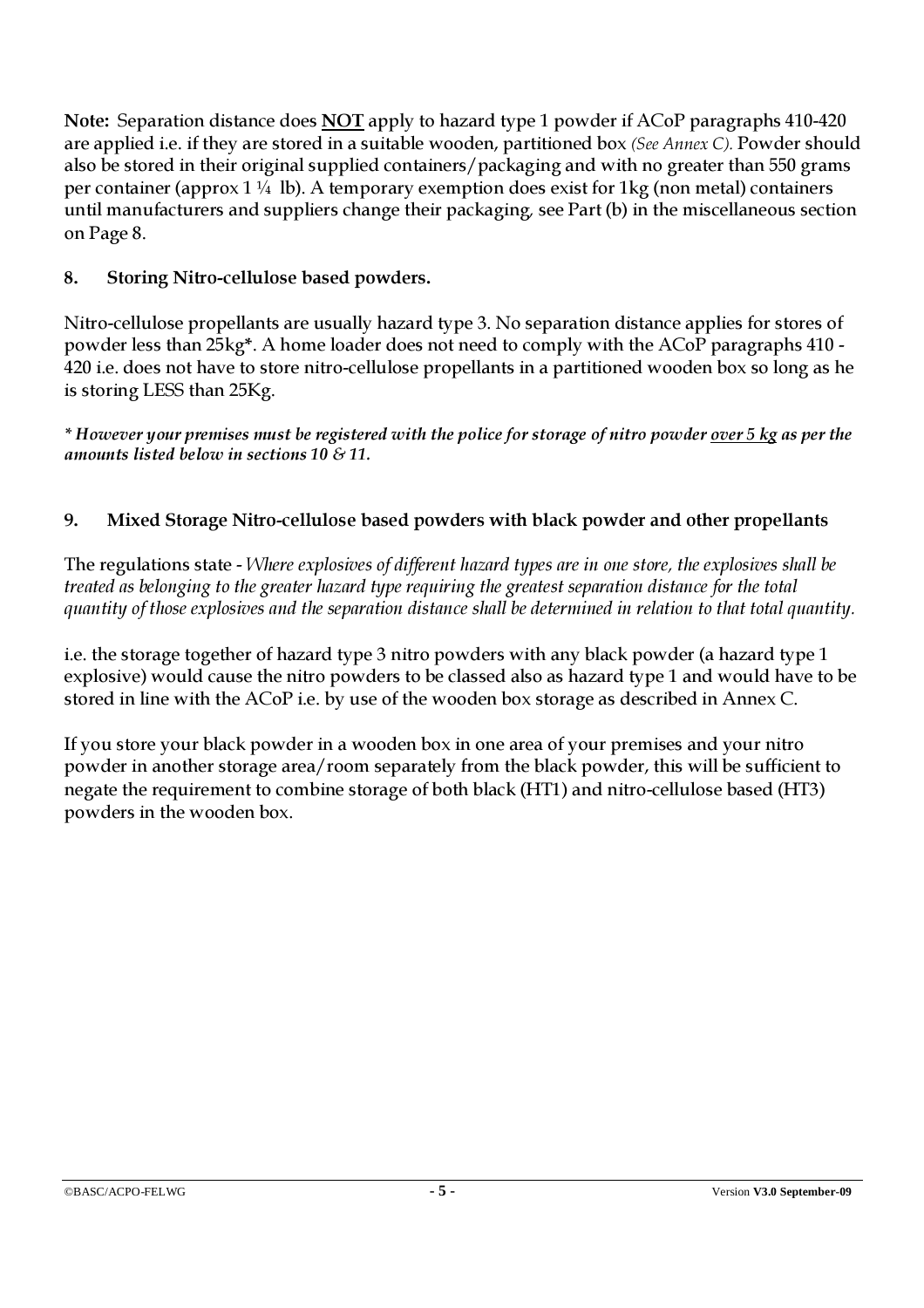**Note:** Separation distance does **NOT** apply to hazard type 1 powder if ACoP paragraphs 410-420 are applied i.e. if they are stored in a suitable wooden, partitioned box *(See Annex C).* Powder should also be stored in their original supplied containers/packaging and with no greater than 550 grams per container (approx 1 ¼ lb). A temporary exemption does exist for 1kg (non metal) containers until manufacturers and suppliers change their packaging, see Part (b) in the miscellaneous section on Page 8.

## 8. Storing Nitro-cellulose based powders.

Nitro-cellulose propellants are usually hazard type 3. No separation distance applies for stores of powder less than 25kg**\***. A home loader does not need to comply with the ACoP paragraphs 410 - 420 i.e. does not have to store nitro-cellulose propellants in a partitioned wooden box so long as he is storing LESS than 25Kg.

***\* However your premises must be registered with the police for storage of nitro powder <u>over 5 kg</u> as per the amounts listed below in sections 10 & 11.***

## 9. Mixed Storage Nitro-cellulose based powders with black powder and other propellants

The regulations state - *Where explosives of different hazard types are in one store, the explosives shall be treated as belonging to the greater hazard type requiring the greatest separation distance for the total quantity of those explosives and the separation distance shall be determined in relation to that total quantity.*

i.e. the storage together of hazard type 3 nitro powders with any black powder (a hazard type 1 explosive) would cause the nitro powders to be classed also as hazard type 1 and would have to be stored in line with the ACoP i.e. by use of the wooden box storage as described in Annex C.

If you store your black powder in a wooden box in one area of your premises and your nitro powder in another storage area/room separately from the black powder, this will be sufficient to negate the requirement to combine storage of both black (HT1) and nitro-cellulose based (HT3) powders in the wooden box.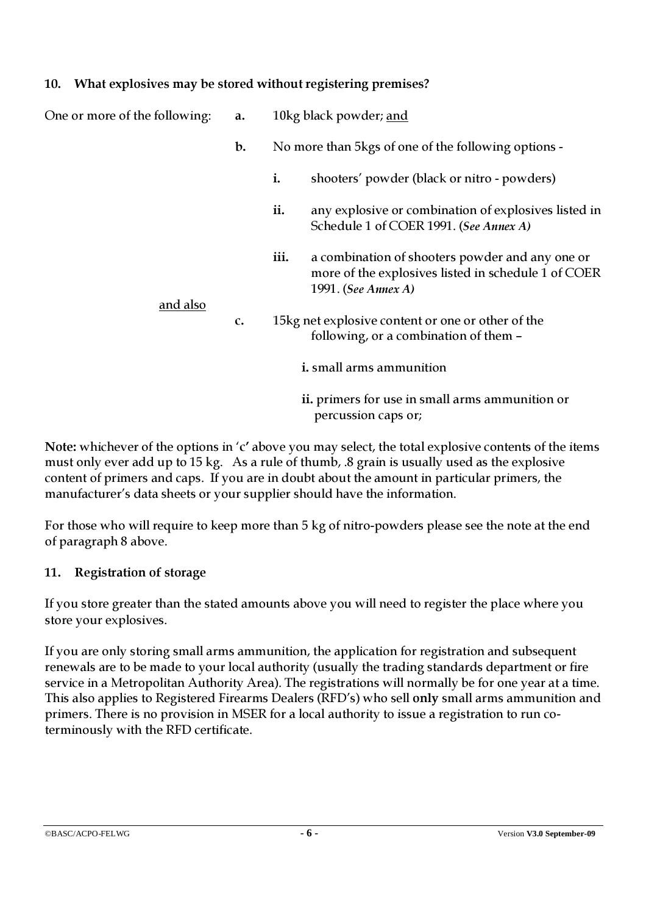### 10. What explosives may be stored without registering premises?

One or more of the following:

- **a.** 10kg black powder; and
- **b.** No more than 5kgs of one of the following options -
  - **i.** shooters' powder (black or nitro - powders)
  - **ii.** any explosive or combination of explosives listed in Schedule 1 of COER 1991. (*See Annex A*)
  - **iii.** a combination of shooters powder and any one or more of the explosives listed in schedule 1 of COER 1991. (*See Annex A*)

and also

- **c.** 15kg net explosive content or one or other of the following, or a combination of them –
  - **i.** small arms ammunition
  - **ii.** primers for use in small arms ammunition or percussion caps or;

**Note:** whichever of the options in 'c' above you may select, the total explosive contents of the items must only ever add up to 15 kg. As a rule of thumb, .8 grain is usually used as the explosive content of primers and caps. If you are in doubt about the amount in particular primers, the manufacturer's data sheets or your supplier should have the information.

For those who will require to keep more than 5 kg of nitro-powders please see the note at the end of paragraph 8 above.

### 11. Registration of storage

If you store greater than the stated amounts above you will need to register the place where you store your explosives.

If you are only storing small arms ammunition, the application for registration and subsequent renewals are to be made to your local authority (usually the trading standards department or fire service in a Metropolitan Authority Area). The registrations will normally be for one year at a time. This also applies to Registered Firearms Dealers (RFD's) who sell **only** small arms ammunition and primers. There is no provision in MSER for a local authority to issue a registration to run co-terminously with the RFD certificate.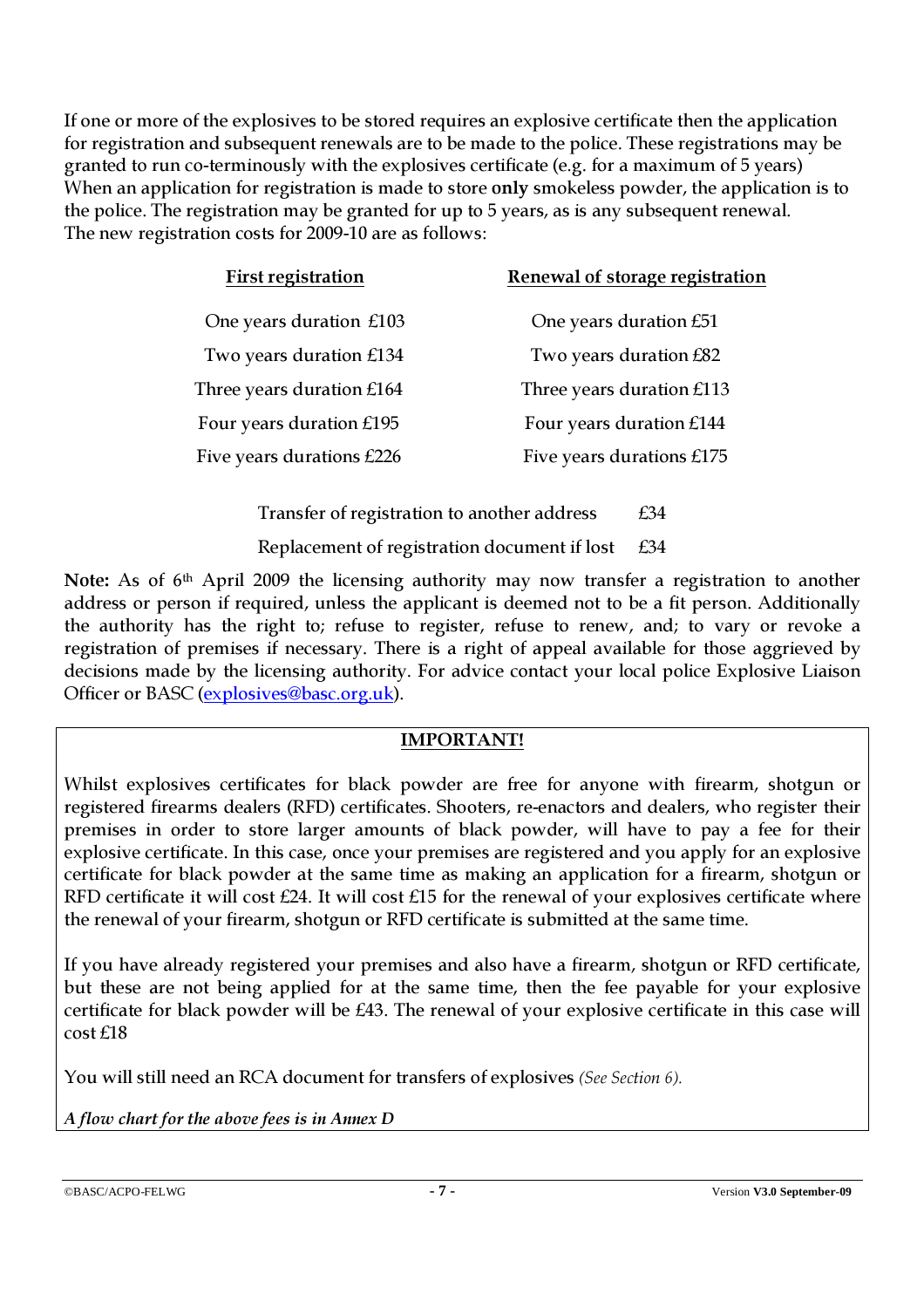If one or more of the explosives to be stored requires an explosive certificate then the application for registration and subsequent renewals are to be made to the police. These registrations may be granted to run co-terminously with the explosives certificate (e.g. for a maximum of 5 years) When an application for registration is made to store **only** smokeless powder, the application is to the police. The registration may be granted for up to 5 years, as is any subsequent renewal. The new registration costs for 2009-10 are as follows:

| First registration | Renewal of storage registration |
|---|---|
| One years duration £103 | One years duration £51 |
| Two years duration £134 | Two years duration £82 |
| Three years duration £164 | Three years duration £113 |
| Four years duration £195 | Four years duration £144 |
| Five years durations £226 | Five years durations £175 |

| | |
|---|---|
| Transfer of registration to another address | £34 |
| Replacement of registration document if lost | £34 |

**Note:** As of 6th April 2009 the licensing authority may now transfer a registration to another address or person if required, unless the applicant is deemed not to be a fit person. Additionally the authority has the right to; refuse to register, refuse to renew, and; to vary or revoke a registration of premises if necessary. There is a right of appeal available for those aggrieved by decisions made by the licensing authority. For advice contact your local police Explosive Liaison Officer or BASC (explosives@basc.org.uk).

**IMPORTANT!**

Whilst explosives certificates for black powder are free for anyone with firearm, shotgun or registered firearms dealers (RFD) certificates. Shooters, re-enactors and dealers, who register their premises in order to store larger amounts of black powder, will have to pay a fee for their explosive certificate. In this case, once your premises are registered and you apply for an explosive certificate for black powder at the same time as making an application for a firearm, shotgun or RFD certificate it will cost £24. It will cost £15 for the renewal of your explosives certificate where the renewal of your firearm, shotgun or RFD certificate is submitted at the same time.

If you have already registered your premises and also have a firearm, shotgun or RFD certificate, but these are not being applied for at the same time, then the fee payable for your explosive certificate for black powder will be £43. The renewal of your explosive certificate in this case will cost £18

You will still need an RCA document for transfers of explosives *(See Section 6).*

*A flow chart for the above fees is in Annex D*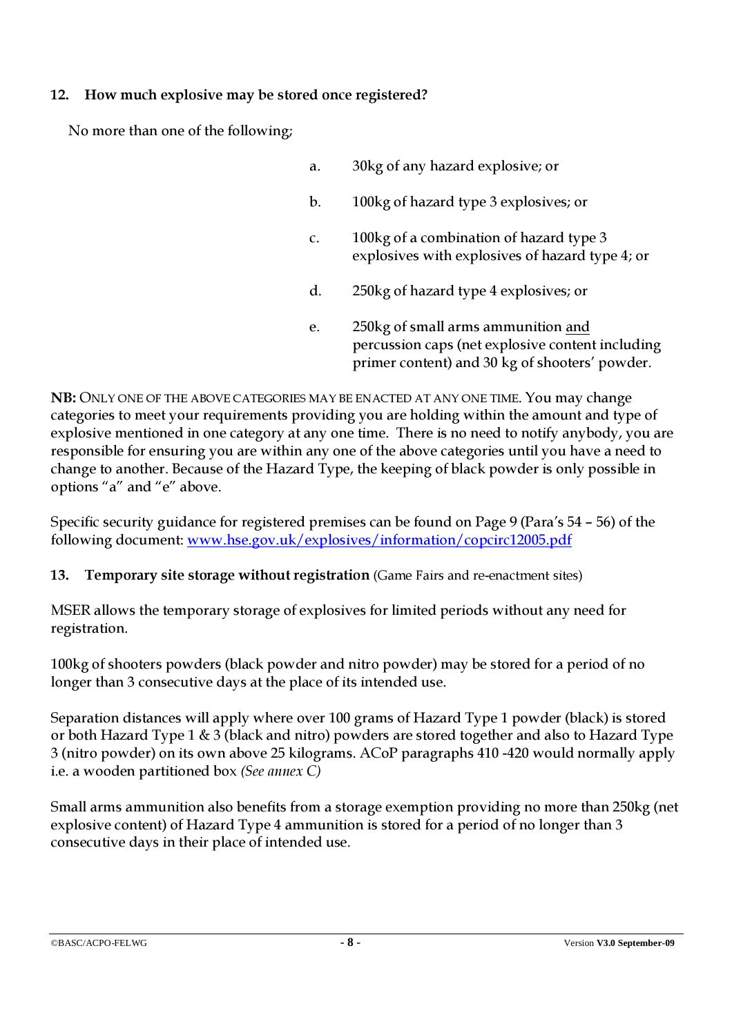**12. How much explosive may be stored once registered?**

No more than one of the following;

a. 30kg of any hazard explosive; or

b. 100kg of hazard type 3 explosives; or

c. 100kg of a combination of hazard type 3 explosives with explosives of hazard type 4; or

d. 250kg of hazard type 4 explosives; or

e. 250kg of small arms ammunition <u>and</u> percussion caps (net explosive content including primer content) and 30 kg of shooters' powder.

**NB:** ONLY ONE OF THE ABOVE CATEGORIES MAY BE ENACTED AT ANY ONE TIME. You may change categories to meet your requirements providing you are holding within the amount and type of explosive mentioned in one category at any one time. There is no need to notify anybody, you are responsible for ensuring you are within any one of the above categories until you have a need to change to another. Because of the Hazard Type, the keeping of black powder is only possible in options "a" and "e" above.

Specific security guidance for registered premises can be found on Page 9 (Para's 54 – 56) of the following document: [www.hse.gov.uk/explosives/information/copcirc12005.pdf](http://www.hse.gov.uk/explosives/information/copcirc12005.pdf)

**13. Temporary site storage without registration** (Game Fairs and re-enactment sites)

MSER allows the temporary storage of explosives for limited periods without any need for registration.

100kg of shooters powders (black powder and nitro powder) may be stored for a period of no longer than 3 consecutive days at the place of its intended use.

Separation distances will apply where over 100 grams of Hazard Type 1 powder (black) is stored or both Hazard Type 1 & 3 (black and nitro) powders are stored together and also to Hazard Type 3 (nitro powder) on its own above 25 kilograms. ACoP paragraphs 410 -420 would normally apply i.e. a wooden partitioned box *(See annex C)*

Small arms ammunition also benefits from a storage exemption providing no more than 250kg (net explosive content) of Hazard Type 4 ammunition is stored for a period of no longer than 3 consecutive days in their place of intended use.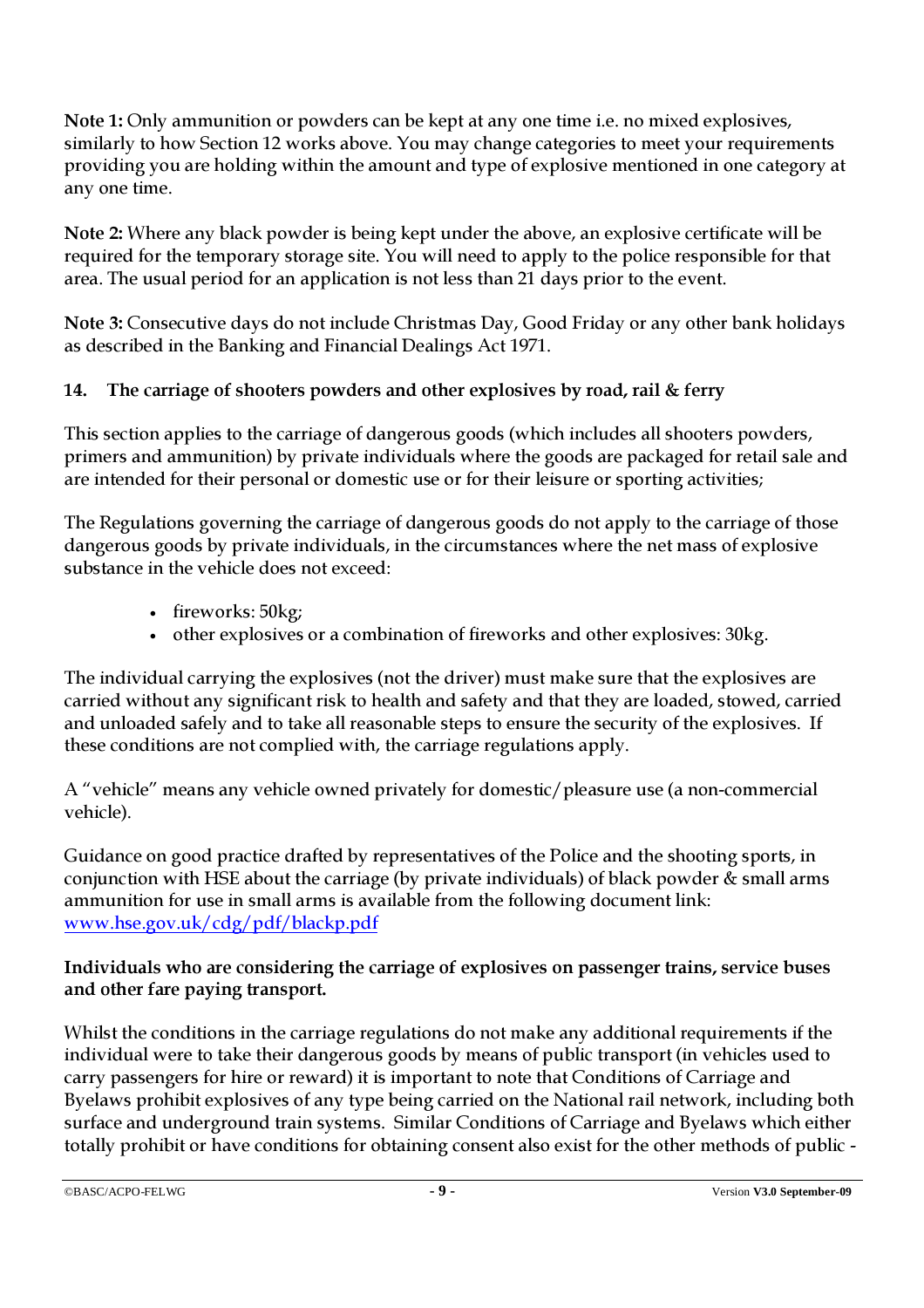**Note 1:** Only ammunition or powders can be kept at any one time i.e. no mixed explosives, similarly to how Section 12 works above. You may change categories to meet your requirements providing you are holding within the amount and type of explosive mentioned in one category at any one time.

**Note 2:** Where any black powder is being kept under the above, an explosive certificate will be required for the temporary storage site. You will need to apply to the police responsible for that area. The usual period for an application is not less than 21 days prior to the event.

**Note 3:** Consecutive days do not include Christmas Day, Good Friday or any other bank holidays as described in the Banking and Financial Dealings Act 1971.

## 14. The carriage of shooters powders and other explosives by road, rail & ferry

This section applies to the carriage of dangerous goods (which includes all shooters powders, primers and ammunition) by private individuals where the goods are packaged for retail sale and are intended for their personal or domestic use or for their leisure or sporting activities;

The Regulations governing the carriage of dangerous goods do not apply to the carriage of those dangerous goods by private individuals, in the circumstances where the net mass of explosive substance in the vehicle does not exceed:

- fireworks: 50kg;
- other explosives or a combination of fireworks and other explosives: 30kg.

The individual carrying the explosives (not the driver) must make sure that the explosives are carried without any significant risk to health and safety and that they are loaded, stowed, carried and unloaded safely and to take all reasonable steps to ensure the security of the explosives. If these conditions are not complied with, the carriage regulations apply.

A "vehicle" means any vehicle owned privately for domestic/pleasure use (a non-commercial vehicle).

Guidance on good practice drafted by representatives of the Police and the shooting sports, in conjunction with HSE about the carriage (by private individuals) of black powder & small arms ammunition for use in small arms is available from the following document link: [www.hse.gov.uk/cdg/pdf/blackp.pdf](http://www.hse.gov.uk/cdg/pdf/blackp.pdf)

**Individuals who are considering the carriage of explosives on passenger trains, service buses and other fare paying transport.**

Whilst the conditions in the carriage regulations do not make any additional requirements if the individual were to take their dangerous goods by means of public transport (in vehicles used to carry passengers for hire or reward) it is important to note that Conditions of Carriage and Byelaws prohibit explosives of any type being carried on the National rail network, including both surface and underground train systems. Similar Conditions of Carriage and Byelaws which either totally prohibit or have conditions for obtaining consent also exist for the other methods of public -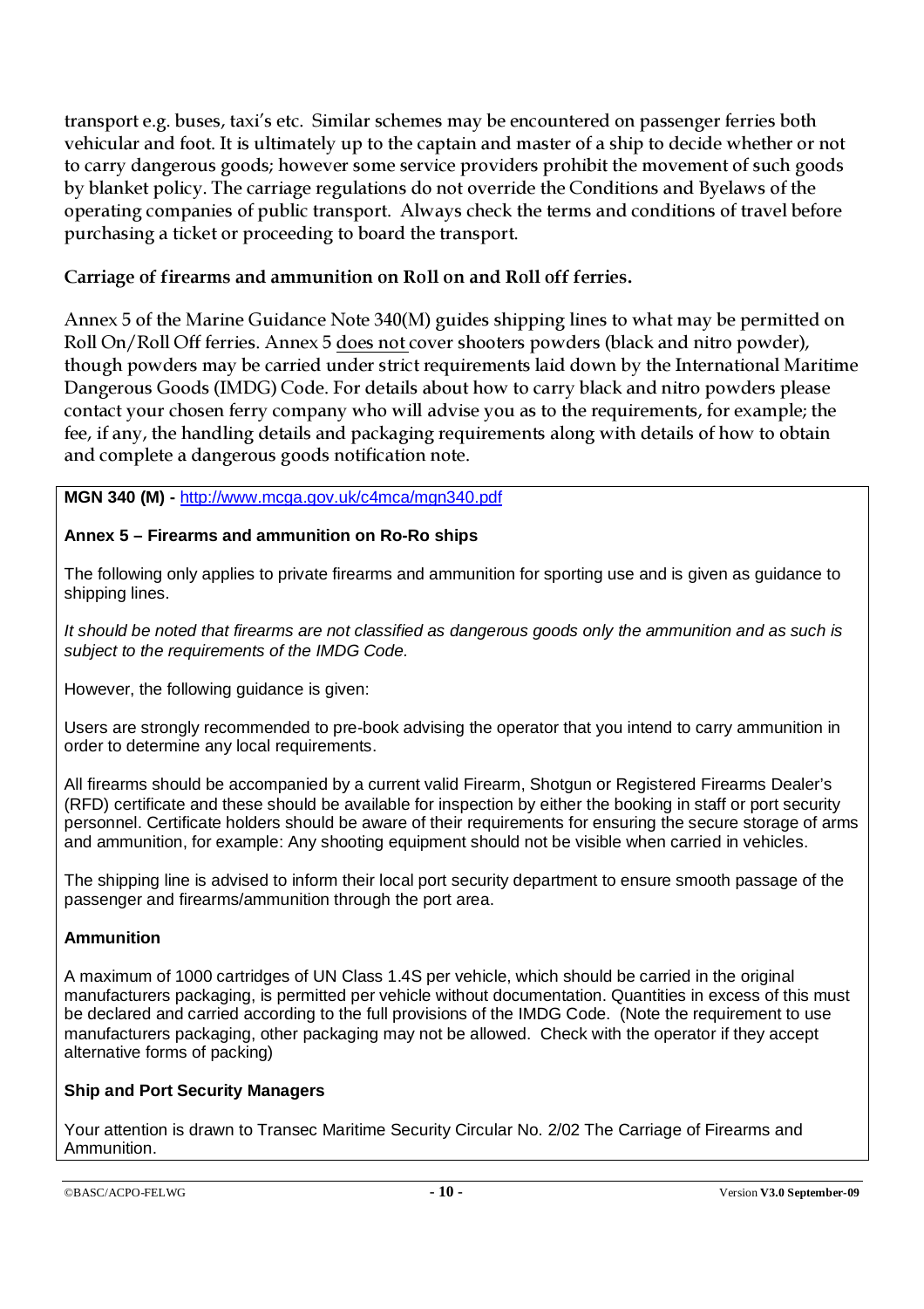transport e.g. buses, taxi's etc. Similar schemes may be encountered on passenger ferries both vehicular and foot. It is ultimately up to the captain and master of a ship to decide whether or not to carry dangerous goods; however some service providers prohibit the movement of such goods by blanket policy. The carriage regulations do not override the Conditions and Byelaws of the operating companies of public transport. Always check the terms and conditions of travel before purchasing a ticket or proceeding to board the transport.

### Carriage of firearms and ammunition on Roll on and Roll off ferries.

Annex 5 of the Marine Guidance Note 340(M) guides shipping lines to what may be permitted on Roll On/Roll Off ferries. Annex 5 <u>does not</u> cover shooters powders (black and nitro powder), though powders may be carried under strict requirements laid down by the International Maritime Dangerous Goods (IMDG) Code. For details about how to carry black and nitro powders please contact your chosen ferry company who will advise you as to the requirements, for example; the fee, if any, the handling details and packaging requirements along with details of how to obtain and complete a dangerous goods notification note.

**MGN 340 (M) -** http://www.mcga.gov.uk/c4mca/mgn340.pdf

**Annex 5 – Firearms and ammunition on Ro-Ro ships**

The following only applies to private firearms and ammunition for sporting use and is given as guidance to shipping lines.

*It should be noted that firearms are not classified as dangerous goods only the ammunition and as such is subject to the requirements of the IMDG Code.*

However, the following guidance is given:

Users are strongly recommended to pre-book advising the operator that you intend to carry ammunition in order to determine any local requirements.

All firearms should be accompanied by a current valid Firearm, Shotgun or Registered Firearms Dealer's (RFD) certificate and these should be available for inspection by either the booking in staff or port security personnel. Certificate holders should be aware of their requirements for ensuring the secure storage of arms and ammunition, for example: Any shooting equipment should not be visible when carried in vehicles.

The shipping line is advised to inform their local port security department to ensure smooth passage of the passenger and firearms/ammunition through the port area.

**Ammunition**

A maximum of 1000 cartridges of UN Class 1.4S per vehicle, which should be carried in the original manufacturers packaging, is permitted per vehicle without documentation. Quantities in excess of this must be declared and carried according to the full provisions of the IMDG Code. (Note the requirement to use manufacturers packaging, other packaging may not be allowed. Check with the operator if they accept alternative forms of packing)

**Ship and Port Security Managers**

Your attention is drawn to Transec Maritime Security Circular No. 2/02 The Carriage of Firearms and Ammunition.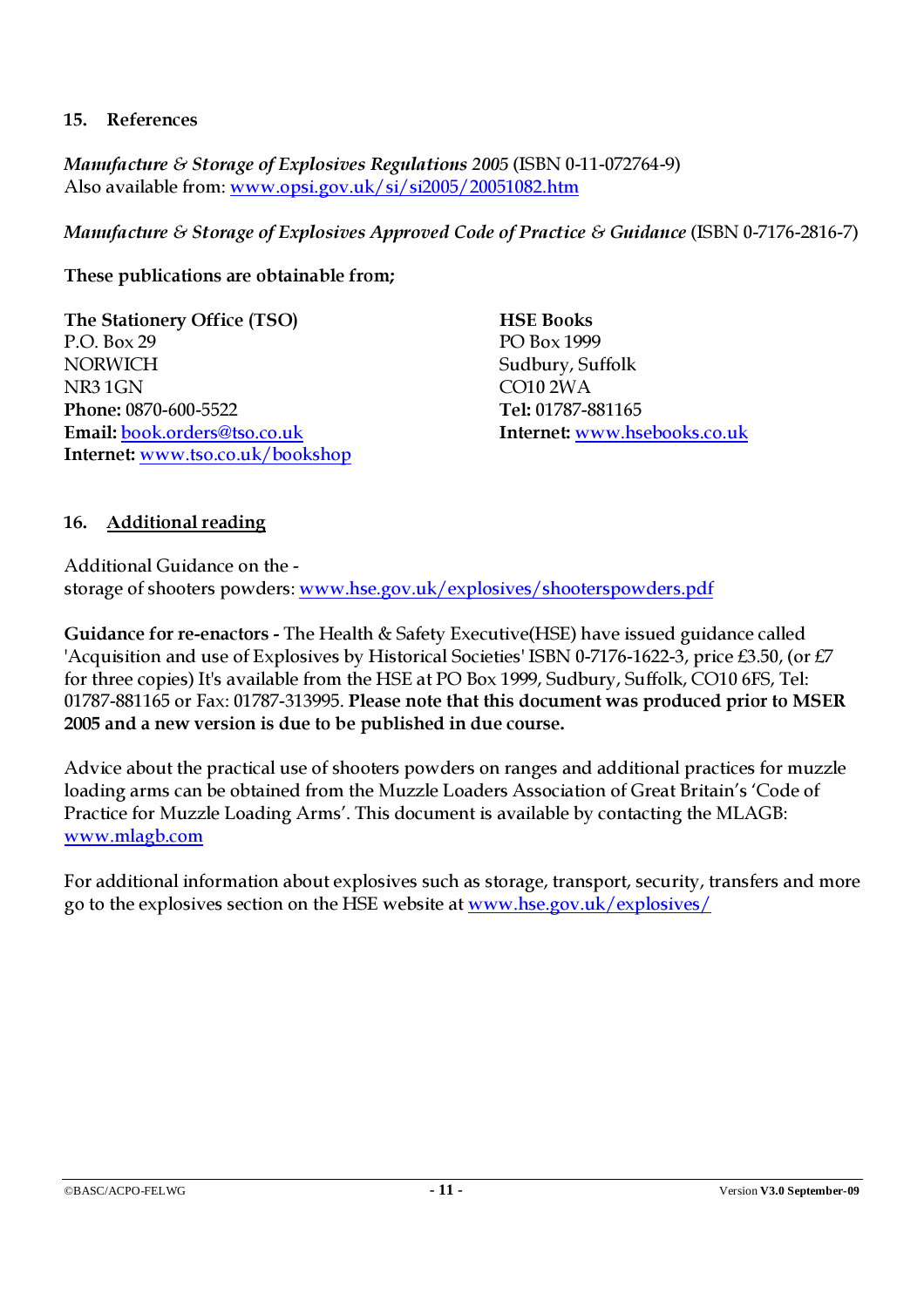## 15. References

*Manufacture & Storage of Explosives Regulations 2005* (ISBN 0-11-072764-9)
Also available from: www.opsi.gov.uk/si/si2005/20051082.htm

*Manufacture & Storage of Explosives Approved Code of Practice & Guidance* (ISBN 0-7176-2816-7)

**These publications are obtainable from;**

**The Stationery Office (TSO)**
P.O. Box 29
NORWICH
NR3 1GN
**Phone:** 0870-600-5522
**Email:** book.orders@tso.co.uk
**Internet:** www.tso.co.uk/bookshop

**HSE Books**
PO Box 1999
Sudbury, Suffolk
CO10 2WA
**Tel:** 01787-881165
**Internet:** www.hsebooks.co.uk

## 16. Additional reading

Additional Guidance on the -
storage of shooters powders: www.hse.gov.uk/explosives/shooterspowders.pdf

**Guidance for re-enactors -** The Health & Safety Executive(HSE) have issued guidance called 'Acquisition and use of Explosives by Historical Societies' ISBN 0-7176-1622-3, price £3.50, (or £7 for three copies) It's available from the HSE at PO Box 1999, Sudbury, Suffolk, CO10 6FS, Tel: 01787-881165 or Fax: 01787-313995. **Please note that this document was produced prior to MSER 2005 and a new version is due to be published in due course.**

Advice about the practical use of shooters powders on ranges and additional practices for muzzle loading arms can be obtained from the Muzzle Loaders Association of Great Britain's 'Code of Practice for Muzzle Loading Arms'. This document is available by contacting the MLAGB: www.mlagb.com

For additional information about explosives such as storage, transport, security, transfers and more go to the explosives section on the HSE website at www.hse.gov.uk/explosives/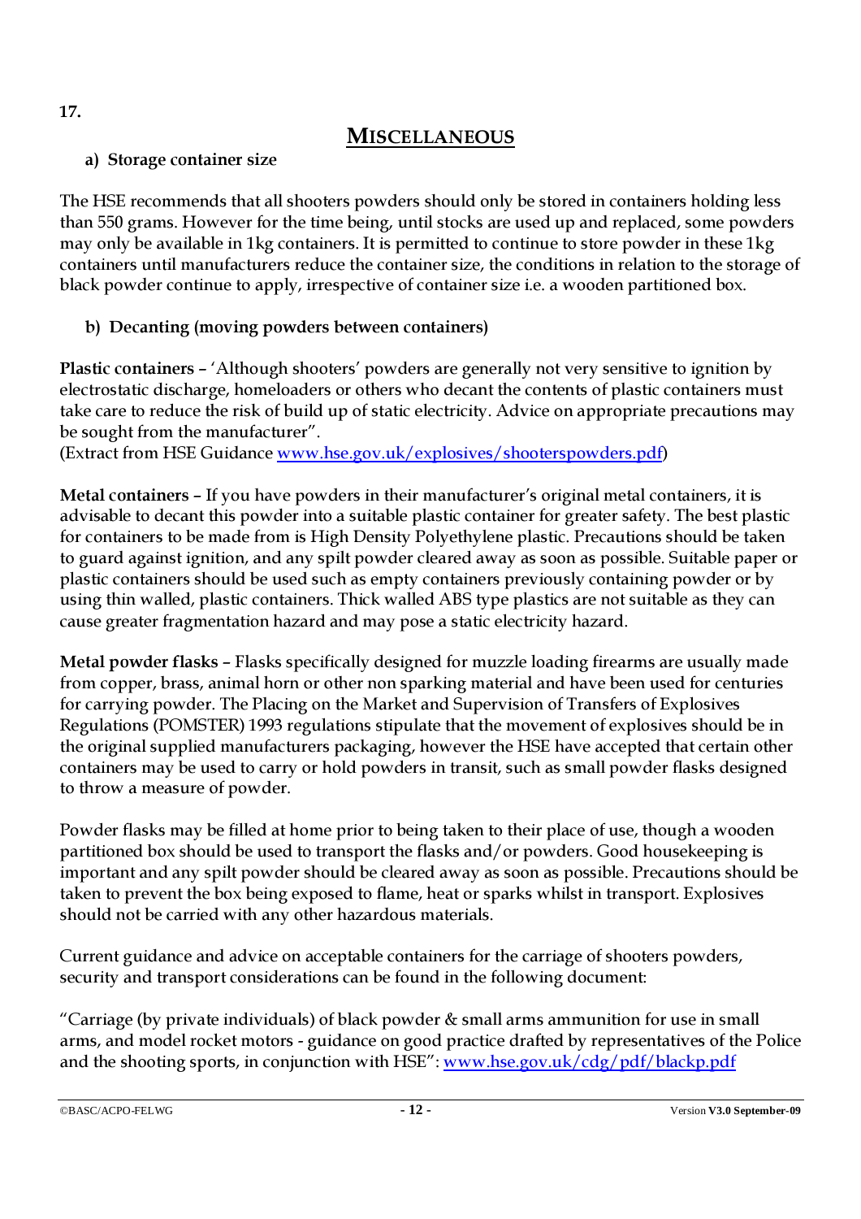**17.**

# MISCELLANEOUS

**a) Storage container size**

The HSE recommends that all shooters powders should only be stored in containers holding less than 550 grams. However for the time being, until stocks are used up and replaced, some powders may only be available in 1kg containers. It is permitted to continue to store powder in these 1kg containers until manufacturers reduce the container size, the conditions in relation to the storage of black powder continue to apply, irrespective of container size i.e. a wooden partitioned box.

**b) Decanting (moving powders between containers)**

**Plastic containers** – 'Although shooters' powders are generally not very sensitive to ignition by electrostatic discharge, homeloaders or others who decant the contents of plastic containers must take care to reduce the risk of build up of static electricity. Advice on appropriate precautions may be sought from the manufacturer".
(Extract from HSE Guidance www.hse.gov.uk/explosives/shooterspowders.pdf)

**Metal containers** – If you have powders in their manufacturer's original metal containers, it is advisable to decant this powder into a suitable plastic container for greater safety. The best plastic for containers to be made from is High Density Polyethylene plastic. Precautions should be taken to guard against ignition, and any spilt powder cleared away as soon as possible. Suitable paper or plastic containers should be used such as empty containers previously containing powder or by using thin walled, plastic containers. Thick walled ABS type plastics are not suitable as they can cause greater fragmentation hazard and may pose a static electricity hazard.

**Metal powder flasks** – Flasks specifically designed for muzzle loading firearms are usually made from copper, brass, animal horn or other non sparking material and have been used for centuries for carrying powder. The Placing on the Market and Supervision of Transfers of Explosives Regulations (POMSTER) 1993 regulations stipulate that the movement of explosives should be in the original supplied manufacturers packaging, however the HSE have accepted that certain other containers may be used to carry or hold powders in transit, such as small powder flasks designed to throw a measure of powder.

Powder flasks may be filled at home prior to being taken to their place of use, though a wooden partitioned box should be used to transport the flasks and/or powders. Good housekeeping is important and any spilt powder should be cleared away as soon as possible. Precautions should be taken to prevent the box being exposed to flame, heat or sparks whilst in transport. Explosives should not be carried with any other hazardous materials.

Current guidance and advice on acceptable containers for the carriage of shooters powders, security and transport considerations can be found in the following document:

"Carriage (by private individuals) of black powder & small arms ammunition for use in small arms, and model rocket motors - guidance on good practice drafted by representatives of the Police and the shooting sports, in conjunction with HSE": www.hse.gov.uk/cdg/pdf/blackp.pdf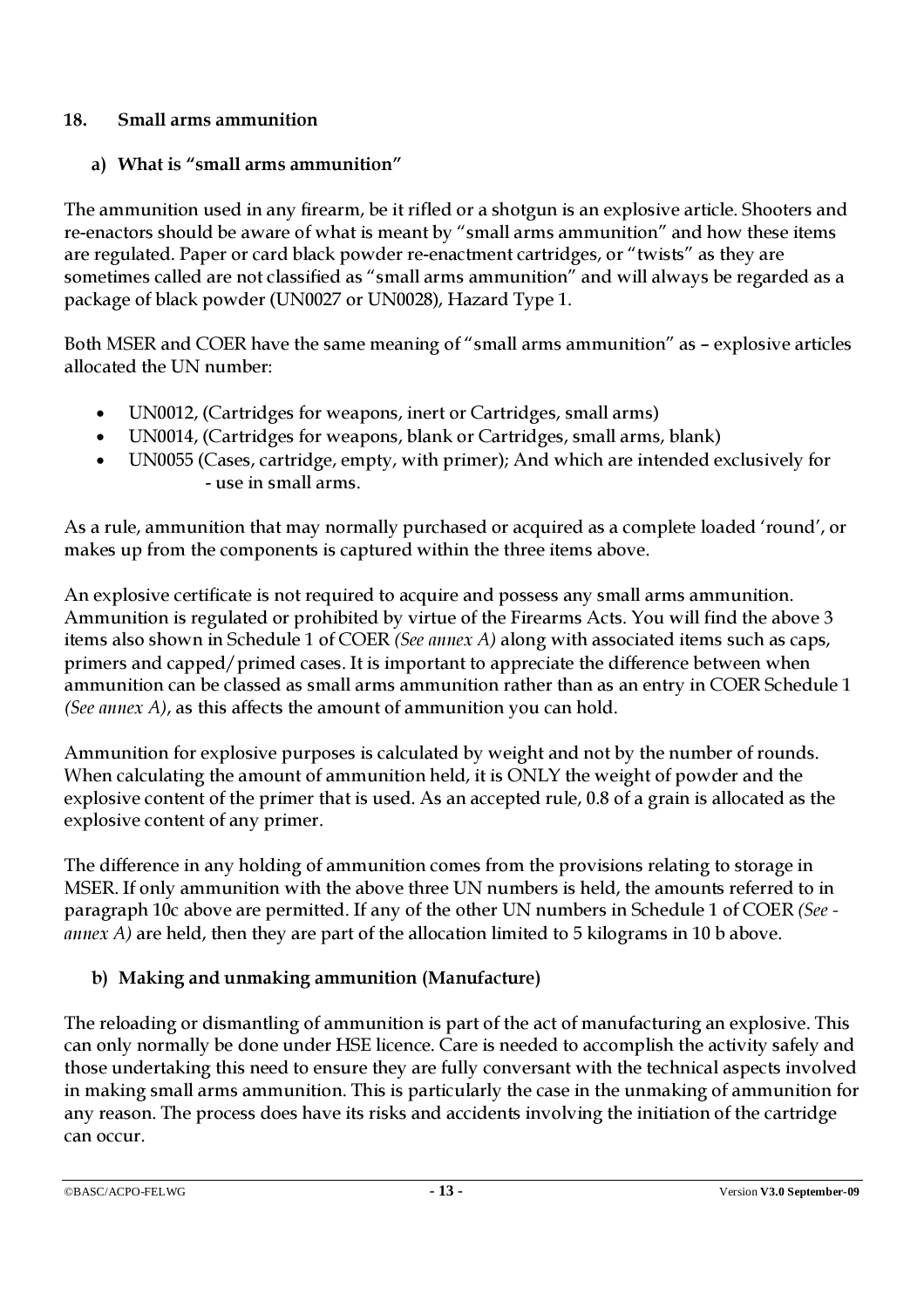## 18. Small arms ammunition

### a) What is "small arms ammunition"

The ammunition used in any firearm, be it rifled or a shotgun is an explosive article. Shooters and re-enactors should be aware of what is meant by "small arms ammunition" and how these items are regulated. Paper or card black powder re-enactment cartridges, or "twists" as they are sometimes called are not classified as "small arms ammunition" and will always be regarded as a package of black powder (UN0027 or UN0028), Hazard Type 1.

Both MSER and COER have the same meaning of "small arms ammunition" as – explosive articles allocated the UN number:

- UN0012, (Cartridges for weapons, inert or Cartridges, small arms)
- UN0014, (Cartridges for weapons, blank or Cartridges, small arms, blank)
- UN0055 (Cases, cartridge, empty, with primer); And which are intended exclusively for - use in small arms.

As a rule, ammunition that may normally purchased or acquired as a complete loaded 'round', or makes up from the components is captured within the three items above.

An explosive certificate is not required to acquire and possess any small arms ammunition. Ammunition is regulated or prohibited by virtue of the Firearms Acts. You will find the above 3 items also shown in Schedule 1 of COER *(See annex A)* along with associated items such as caps, primers and capped/primed cases. It is important to appreciate the difference between when ammunition can be classed as small arms ammunition rather than as an entry in COER Schedule 1 *(See annex A)*, as this affects the amount of ammunition you can hold.

Ammunition for explosive purposes is calculated by weight and not by the number of rounds. When calculating the amount of ammunition held, it is ONLY the weight of powder and the explosive content of the primer that is used. As an accepted rule, 0.8 of a grain is allocated as the explosive content of any primer.

The difference in any holding of ammunition comes from the provisions relating to storage in MSER. If only ammunition with the above three UN numbers is held, the amounts referred to in paragraph 10c above are permitted. If any of the other UN numbers in Schedule 1 of COER *(See - annex A)* are held, then they are part of the allocation limited to 5 kilograms in 10 b above.

### b) Making and unmaking ammunition (Manufacture)

The reloading or dismantling of ammunition is part of the act of manufacturing an explosive. This can only normally be done under HSE licence. Care is needed to accomplish the activity safely and those undertaking this need to ensure they are fully conversant with the technical aspects involved in making small arms ammunition. This is particularly the case in the unmaking of ammunition for any reason. The process does have its risks and accidents involving the initiation of the cartridge can occur.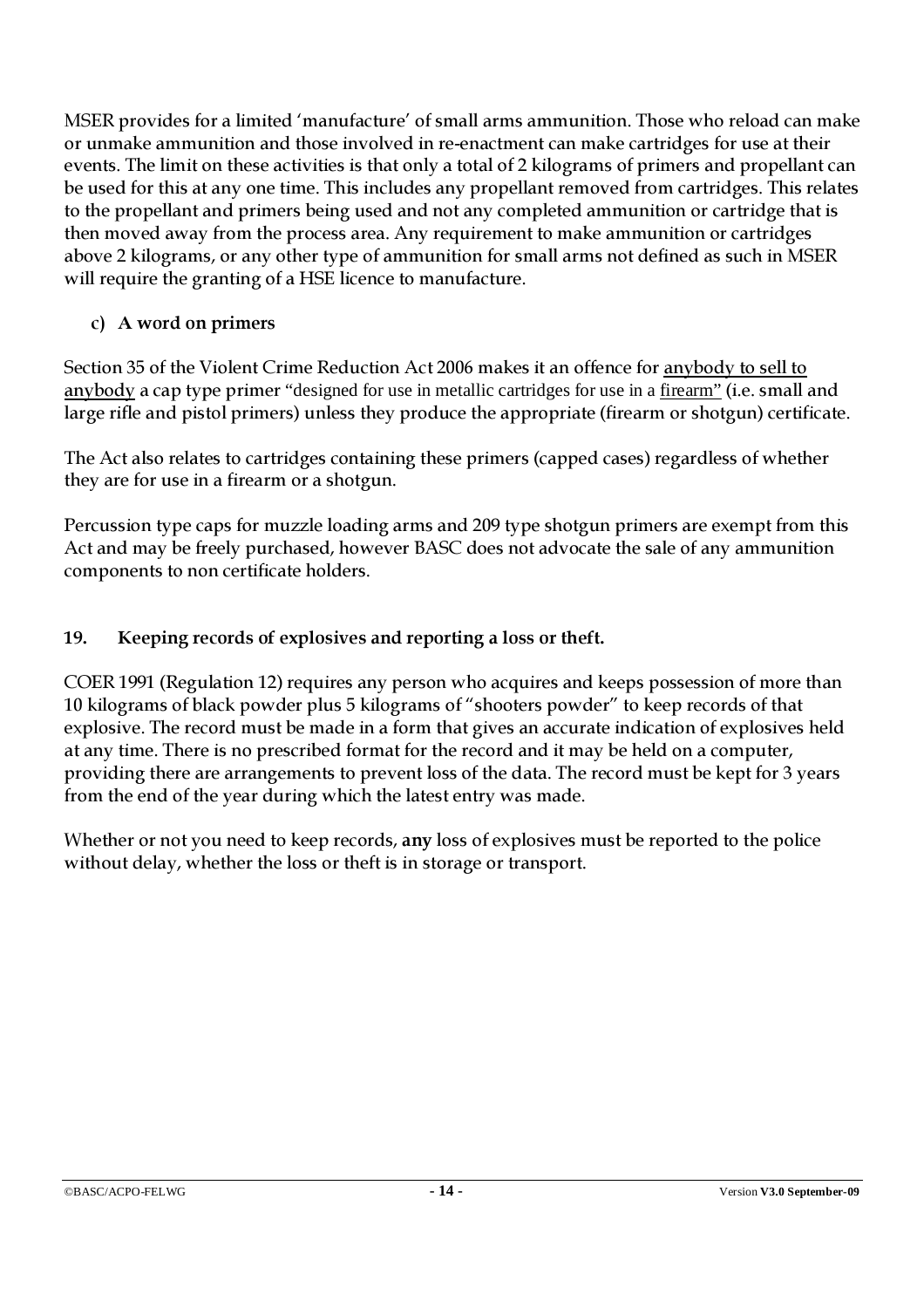MSER provides for a limited 'manufacture' of small arms ammunition. Those who reload can make or unmake ammunition and those involved in re-enactment can make cartridges for use at their events. The limit on these activities is that only a total of 2 kilograms of primers and propellant can be used for this at any one time. This includes any propellant removed from cartridges. This relates to the propellant and primers being used and not any completed ammunition or cartridge that is then moved away from the process area. Any requirement to make ammunition or cartridges above 2 kilograms, or any other type of ammunition for small arms not defined as such in MSER will require the granting of a HSE licence to manufacture.

### c) A word on primers

Section 35 of the Violent Crime Reduction Act 2006 makes it an offence for <u>anybody to sell to anybody</u> a cap type primer "designed for use in metallic cartridges for use in a <u>firearm"</u> (i.e. small and large rifle and pistol primers) unless they produce the appropriate (firearm or shotgun) certificate.

The Act also relates to cartridges containing these primers (capped cases) regardless of whether they are for use in a firearm or a shotgun.

Percussion type caps for muzzle loading arms and 209 type shotgun primers are exempt from this Act and may be freely purchased, however BASC does not advocate the sale of any ammunition components to non certificate holders.

## 19. Keeping records of explosives and reporting a loss or theft.

COER 1991 (Regulation 12) requires any person who acquires and keeps possession of more than 10 kilograms of black powder plus 5 kilograms of "shooters powder" to keep records of that explosive. The record must be made in a form that gives an accurate indication of explosives held at any time. There is no prescribed format for the record and it may be held on a computer, providing there are arrangements to prevent loss of the data. The record must be kept for 3 years from the end of the year during which the latest entry was made.

Whether or not you need to keep records, **any** loss of explosives must be reported to the police without delay, whether the loss or theft is in storage or transport.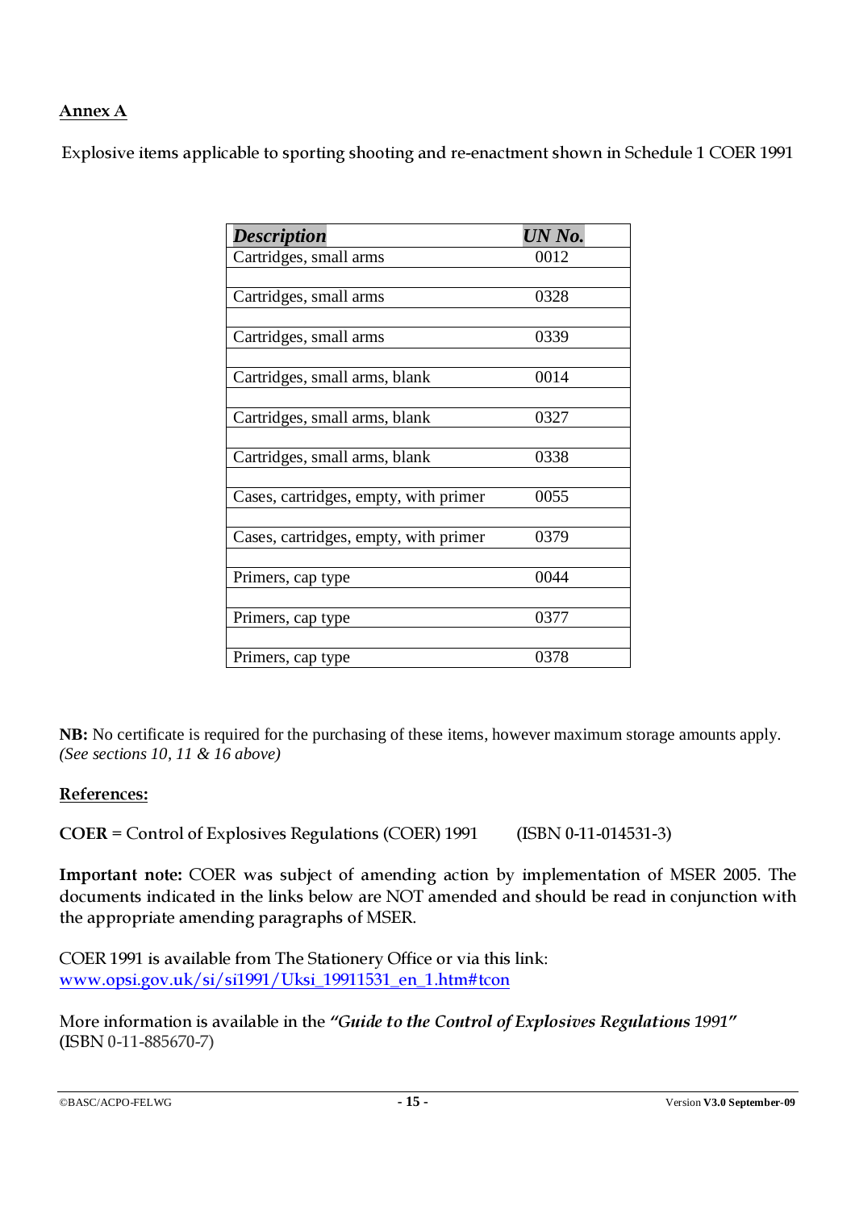## Annex A

Explosive items applicable to sporting shooting and re-enactment shown in Schedule 1 COER 1991

| *Description* | *UN No.* |
|---|---|
| Cartridges, small arms | 0012 |
| Cartridges, small arms | 0328 |
| Cartridges, small arms | 0339 |
| Cartridges, small arms, blank | 0014 |
| Cartridges, small arms, blank | 0327 |
| Cartridges, small arms, blank | 0338 |
| Cases, cartridges, empty, with primer | 0055 |
| Cases, cartridges, empty, with primer | 0379 |
| Primers, cap type | 0044 |
| Primers, cap type | 0377 |
| Primers, cap type | 0378 |

**NB:** No certificate is required for the purchasing of these items, however maximum storage amounts apply. *(See sections 10, 11 & 16 above)*

**References:**

**COER** = Control of Explosives Regulations (COER) 1991 (ISBN 0-11-014531-3)

**Important note:** COER was subject of amending action by implementation of MSER 2005. The documents indicated in the links below are NOT amended and should be read in conjunction with the appropriate amending paragraphs of MSER.

COER 1991 is available from The Stationery Office or via this link:
www.opsi.gov.uk/si/si1991/Uksi_19911531_en_1.htm#tcon

More information is available in the ***"Guide to the Control of Explosives Regulations 1991"*** (ISBN 0-11-885670-7)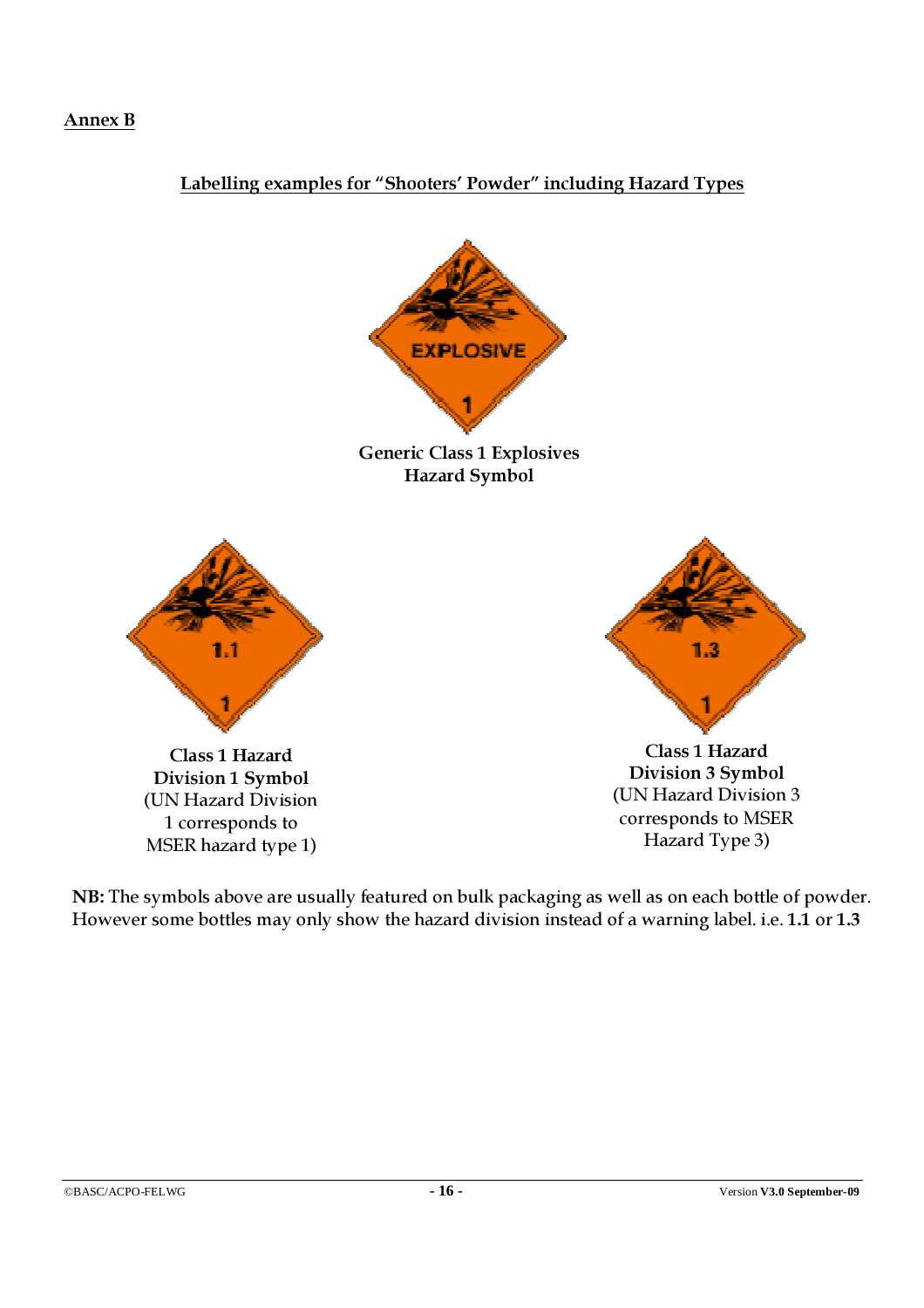## Annex B

### Labelling examples for "Shooters' Powder" including Hazard Types

EXPLOSIVE

1

**Generic Class 1 Explosives Hazard Symbol**

1.1

1

**Class 1 Hazard Division 1 Symbol**
(UN Hazard Division 1 corresponds to MSER hazard type 1)

1.3

1

**Class 1 Hazard Division 3 Symbol**
(UN Hazard Division 3 corresponds to MSER Hazard Type 3)

**NB:** The symbols above are usually featured on bulk packaging as well as on each bottle of powder. However some bottles may only show the hazard division instead of a warning label. i.e. **1.1** or **1.3**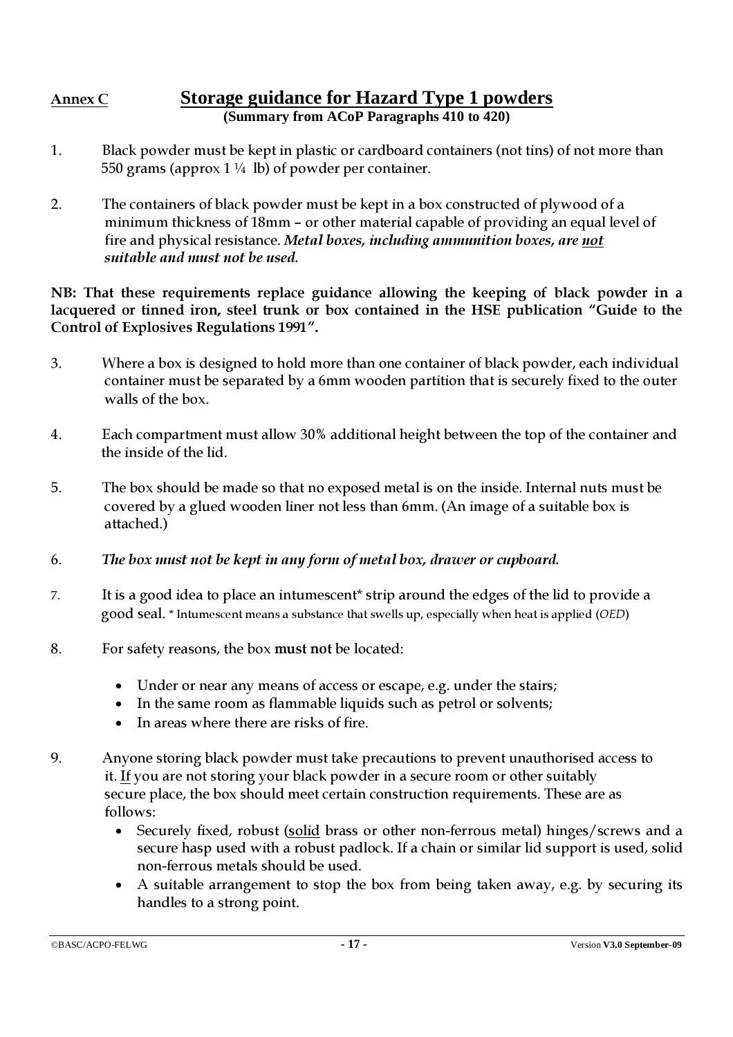**Annex C**

# Storage guidance for Hazard Type 1 powders

**(Summary from ACoP Paragraphs 410 to 420)**

1. Black powder must be kept in plastic or cardboard containers (not tins) of not more than 550 grams (approx 1 ¼ lb) of powder per container.

2. The containers of black powder must be kept in a box constructed of plywood of a minimum thickness of 18mm – or other material capable of providing an equal level of fire and physical resistance. ***Metal boxes, including ammunition boxes, are <u>not</u> suitable and must not be used.***

**NB: That these requirements replace guidance allowing the keeping of black powder in a lacquered or tinned iron, steel trunk or box contained in the HSE publication "Guide to the Control of Explosives Regulations 1991".**

3. Where a box is designed to hold more than one container of black powder, each individual container must be separated by a 6mm wooden partition that is securely fixed to the outer walls of the box.

4. Each compartment must allow 30% additional height between the top of the container and the inside of the lid.

5. The box should be made so that no exposed metal is on the inside. Internal nuts must be covered by a glued wooden liner not less than 6mm. (An image of a suitable box is attached.)

6. ***The box must not be kept in any form of metal box, drawer or cupboard.***

7. It is a good idea to place an intumescent* strip around the edges of the lid to provide a good seal. * Intumescent means a substance that swells up, especially when heat is applied (*OED*)

8. For safety reasons, the box **must not** be located:

   - Under or near any means of access or escape, e.g. under the stairs;
   - In the same room as flammable liquids such as petrol or solvents;
   - In areas where there are risks of fire.

9. Anyone storing black powder must take precautions to prevent unauthorised access to it. <u>If</u> you are not storing your black powder in a secure room or other suitably secure place, the box should meet certain construction requirements. These are as follows:

   - Securely fixed, robust (<u>solid</u> brass or other non-ferrous metal) hinges/screws and a secure hasp used with a robust padlock. If a chain or similar lid support is used, solid non-ferrous metals should be used.
   - A suitable arrangement to stop the box from being taken away, e.g. by securing its handles to a strong point.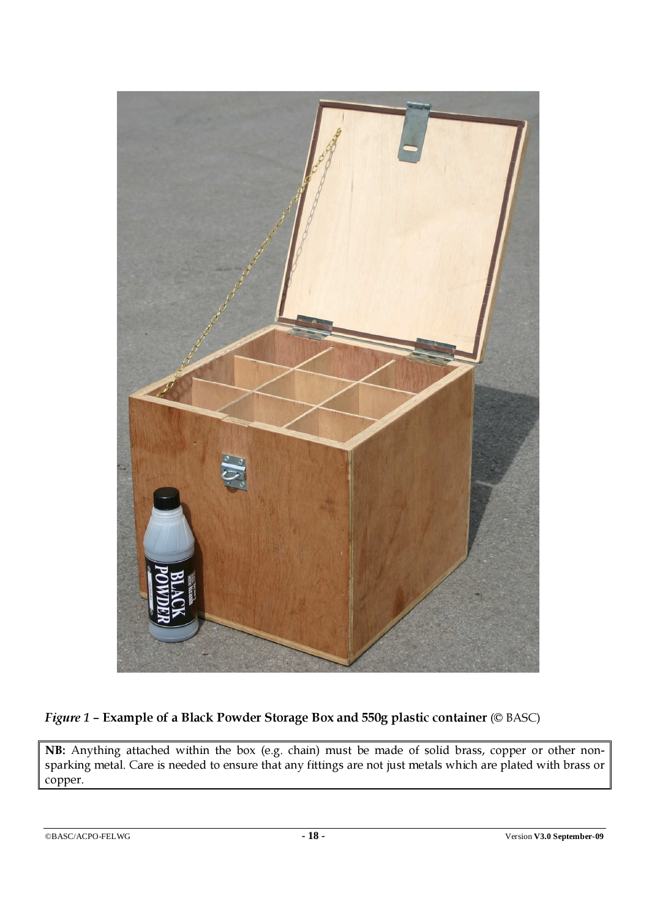*Figure 1* – **Example of a Black Powder Storage Box and 550g plastic container** (© BASC)

**NB:** Anything attached within the box (e.g. chain) must be made of solid brass, copper or other non-sparking metal. Care is needed to ensure that any fittings are not just metals which are plated with brass or copper.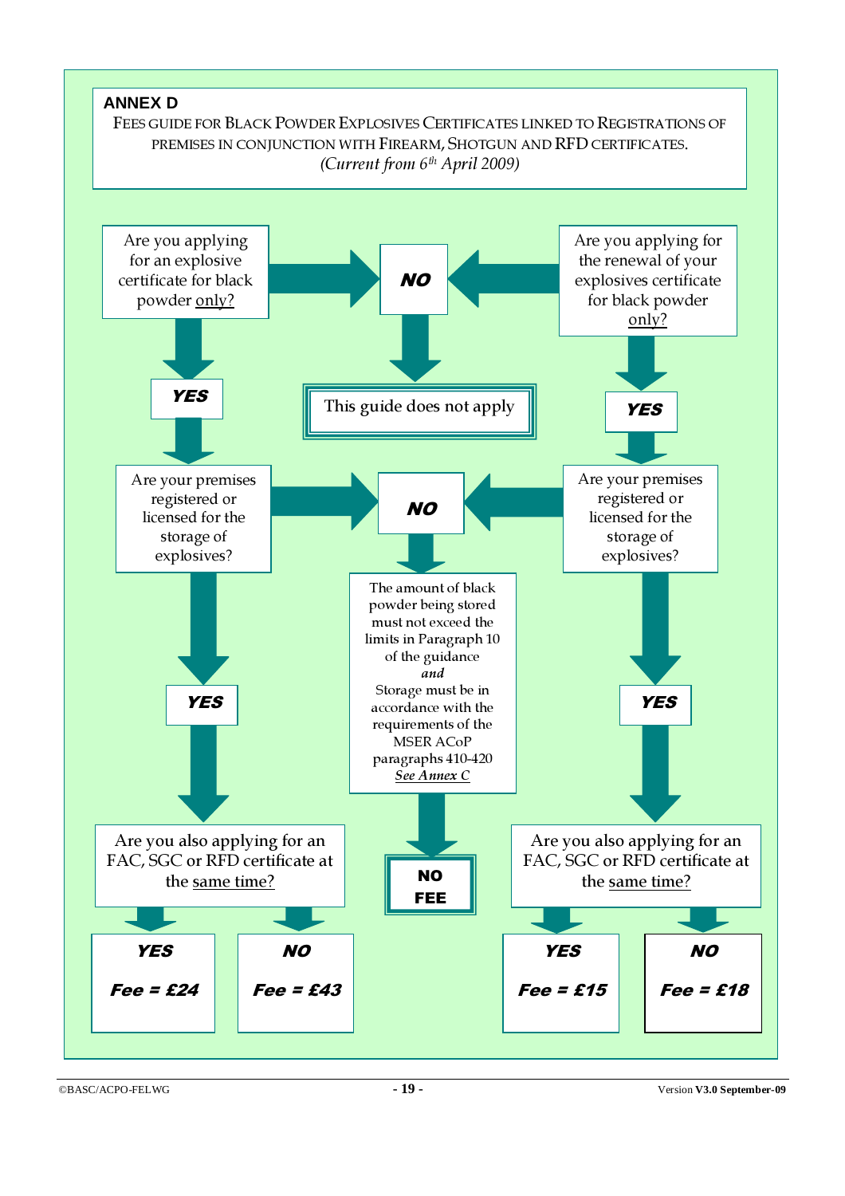## ANNEX D

FEES GUIDE FOR BLACK POWDER EXPLOSIVES CERTIFICATES LINKED TO REGISTRATIONS OF PREMISES IN CONJUNCTION WITH FIREARM, SHOTGUN AND RFD CERTIFICATES.

*(Current from 6th April 2009)*

Are you applying for an explosive certificate for black powder only?

**NO**

Are you applying for the renewal of your explosives certificate for black powder only?

**YES**

This guide does not apply

**YES**

Are your premises registered or licensed for the storage of explosives?

**NO**

Are your premises registered or licensed for the storage of explosives?

The amount of black powder being stored must not exceed the limits in Paragraph 10 of the guidance

***and***

Storage must be in accordance with the requirements of the MSER ACoP paragraphs 410-420

*See Annex C*

**YES**

**YES**

Are you also applying for an FAC, SGC or RFD certificate at the same time?

**NO FEE**

Are you also applying for an FAC, SGC or RFD certificate at the same time?

***YES***

***Fee = £24***

***NO***

***Fee = £43***

***YES***

***Fee = £15***

***NO***

***Fee = £18***